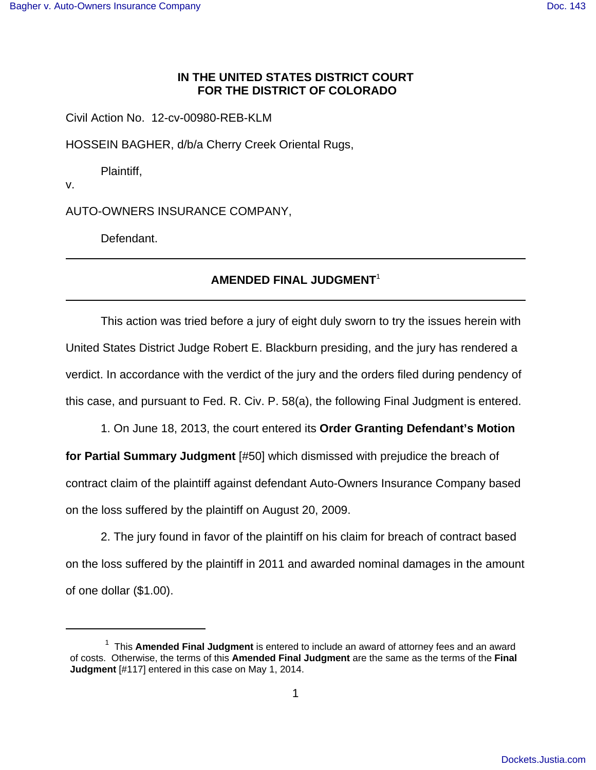**IN THE UNITED STATES DISTRICT COURT**
**FOR THE DISTRICT OF COLORADO**

Civil Action No. 12-cv-00980-REB-KLM

HOSSEIN BAGHER, d/b/a Cherry Creek Oriental Rugs,

Plaintiff,

v.

AUTO-OWNERS INSURANCE COMPANY,

Defendant.

---

## AMENDED FINAL JUDGMENT[1]

---

This action was tried before a jury of eight duly sworn to try the issues herein with United States District Judge Robert E. Blackburn presiding, and the jury has rendered a verdict. In accordance with the verdict of the jury and the orders filed during pendency of this case, and pursuant to Fed. R. Civ. P. 58(a), the following Final Judgment is entered.

1. On June 18, 2013, the court entered its **Order Granting Defendant's Motion for Partial Summary Judgment** [#50] which dismissed with prejudice the breach of contract claim of the plaintiff against defendant Auto-Owners Insurance Company based on the loss suffered by the plaintiff on August 20, 2009.

2. The jury found in favor of the plaintiff on his claim for breach of contract based on the loss suffered by the plaintiff in 2011 and awarded nominal damages in the amount of one dollar ($1.00).

---

[1] This **Amended Final Judgment** is entered to include an award of attorney fees and an award of costs. Otherwise, the terms of this **Amended Final Judgment** are the same as the terms of the **Final Judgment** [#117] entered in this case on May 1, 2014.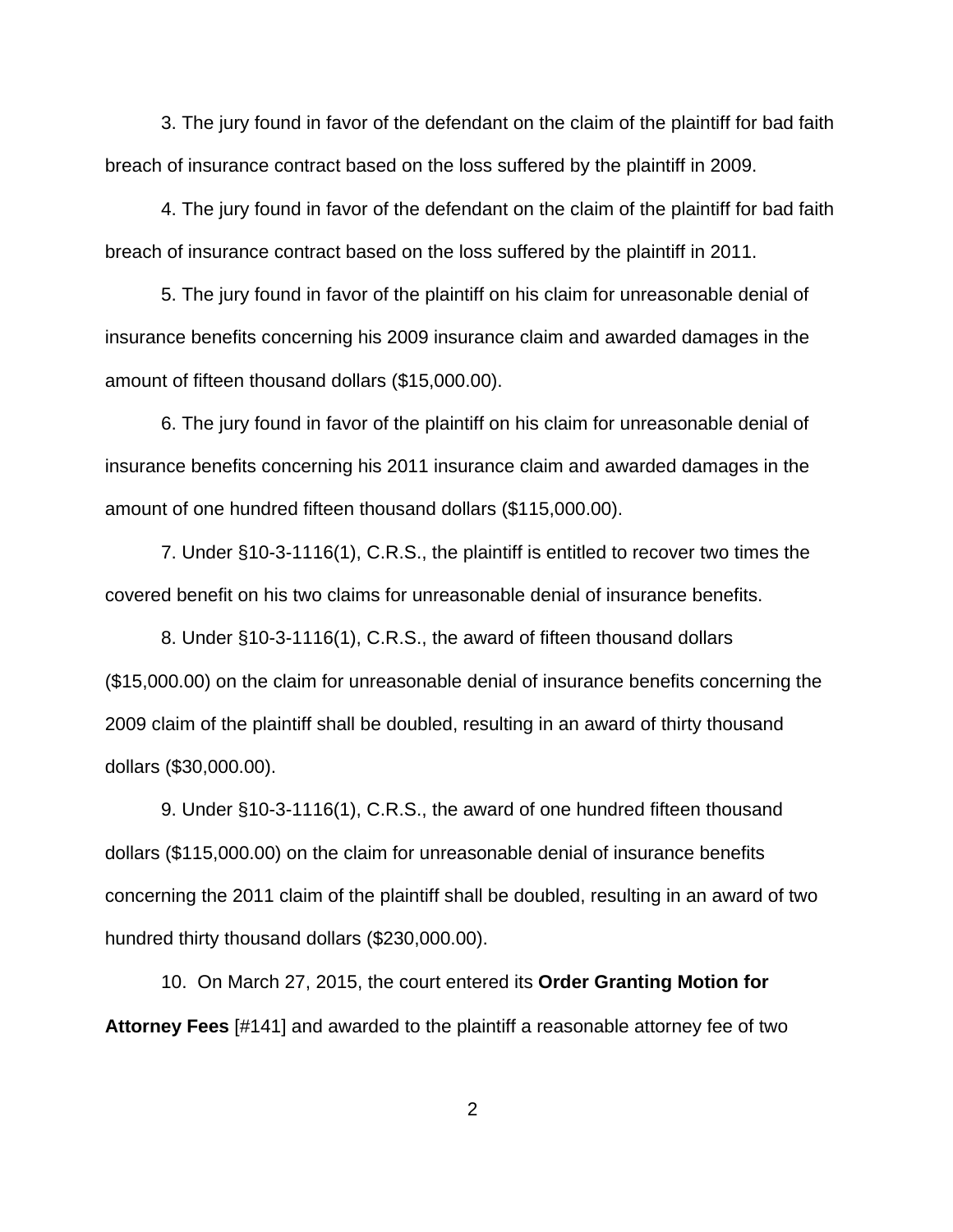3. The jury found in favor of the defendant on the claim of the plaintiff for bad faith breach of insurance contract based on the loss suffered by the plaintiff in 2009.

4. The jury found in favor of the defendant on the claim of the plaintiff for bad faith breach of insurance contract based on the loss suffered by the plaintiff in 2011.

5. The jury found in favor of the plaintiff on his claim for unreasonable denial of insurance benefits concerning his 2009 insurance claim and awarded damages in the amount of fifteen thousand dollars ($15,000.00).

6. The jury found in favor of the plaintiff on his claim for unreasonable denial of insurance benefits concerning his 2011 insurance claim and awarded damages in the amount of one hundred fifteen thousand dollars ($115,000.00).

7. Under §10-3-1116(1), C.R.S., the plaintiff is entitled to recover two times the covered benefit on his two claims for unreasonable denial of insurance benefits.

8. Under §10-3-1116(1), C.R.S., the award of fifteen thousand dollars ($15,000.00) on the claim for unreasonable denial of insurance benefits concerning the 2009 claim of the plaintiff shall be doubled, resulting in an award of thirty thousand dollars ($30,000.00).

9. Under §10-3-1116(1), C.R.S., the award of one hundred fifteen thousand dollars ($115,000.00) on the claim for unreasonable denial of insurance benefits concerning the 2011 claim of the plaintiff shall be doubled, resulting in an award of two hundred thirty thousand dollars ($230,000.00).

10. On March 27, 2015, the court entered its **Order Granting Motion for Attorney Fees** [#141] and awarded to the plaintiff a reasonable attorney fee of two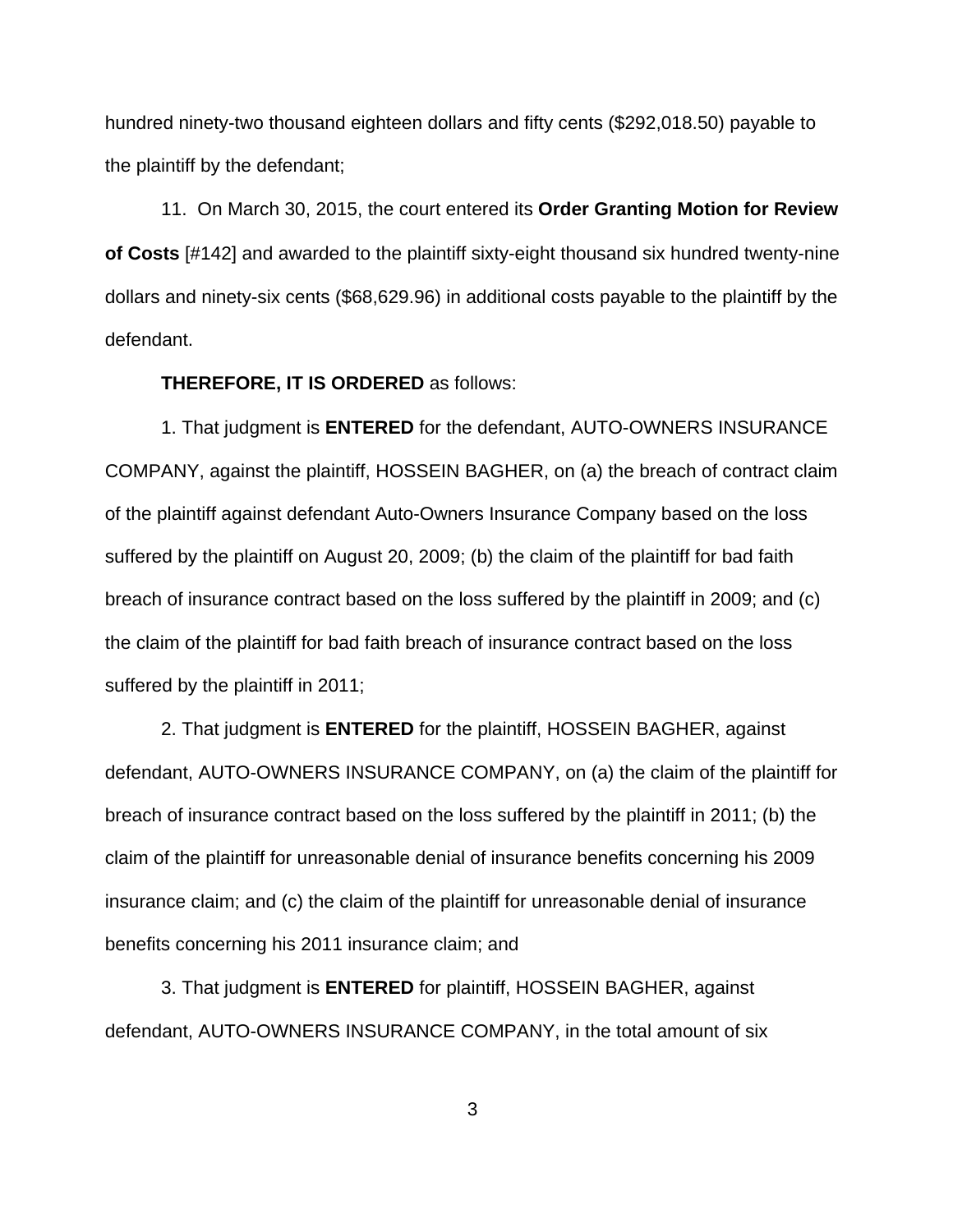hundred ninety-two thousand eighteen dollars and fifty cents ($292,018.50) payable to the plaintiff by the defendant;

11. On March 30, 2015, the court entered its **Order Granting Motion for Review of Costs** [#142] and awarded to the plaintiff sixty-eight thousand six hundred twenty-nine dollars and ninety-six cents ($68,629.96) in additional costs payable to the plaintiff by the defendant.

**THEREFORE, IT IS ORDERED** as follows:

1. That judgment is **ENTERED** for the defendant, AUTO-OWNERS INSURANCE COMPANY, against the plaintiff, HOSSEIN BAGHER, on (a) the breach of contract claim of the plaintiff against defendant Auto-Owners Insurance Company based on the loss suffered by the plaintiff on August 20, 2009; (b) the claim of the plaintiff for bad faith breach of insurance contract based on the loss suffered by the plaintiff in 2009; and (c) the claim of the plaintiff for bad faith breach of insurance contract based on the loss suffered by the plaintiff in 2011;

2. That judgment is **ENTERED** for the plaintiff, HOSSEIN BAGHER, against defendant, AUTO-OWNERS INSURANCE COMPANY, on (a) the claim of the plaintiff for breach of insurance contract based on the loss suffered by the plaintiff in 2011; (b) the claim of the plaintiff for unreasonable denial of insurance benefits concerning his 2009 insurance claim; and (c) the claim of the plaintiff for unreasonable denial of insurance benefits concerning his 2011 insurance claim; and

3. That judgment is **ENTERED** for plaintiff, HOSSEIN BAGHER, against defendant, AUTO-OWNERS INSURANCE COMPANY, in the total amount of six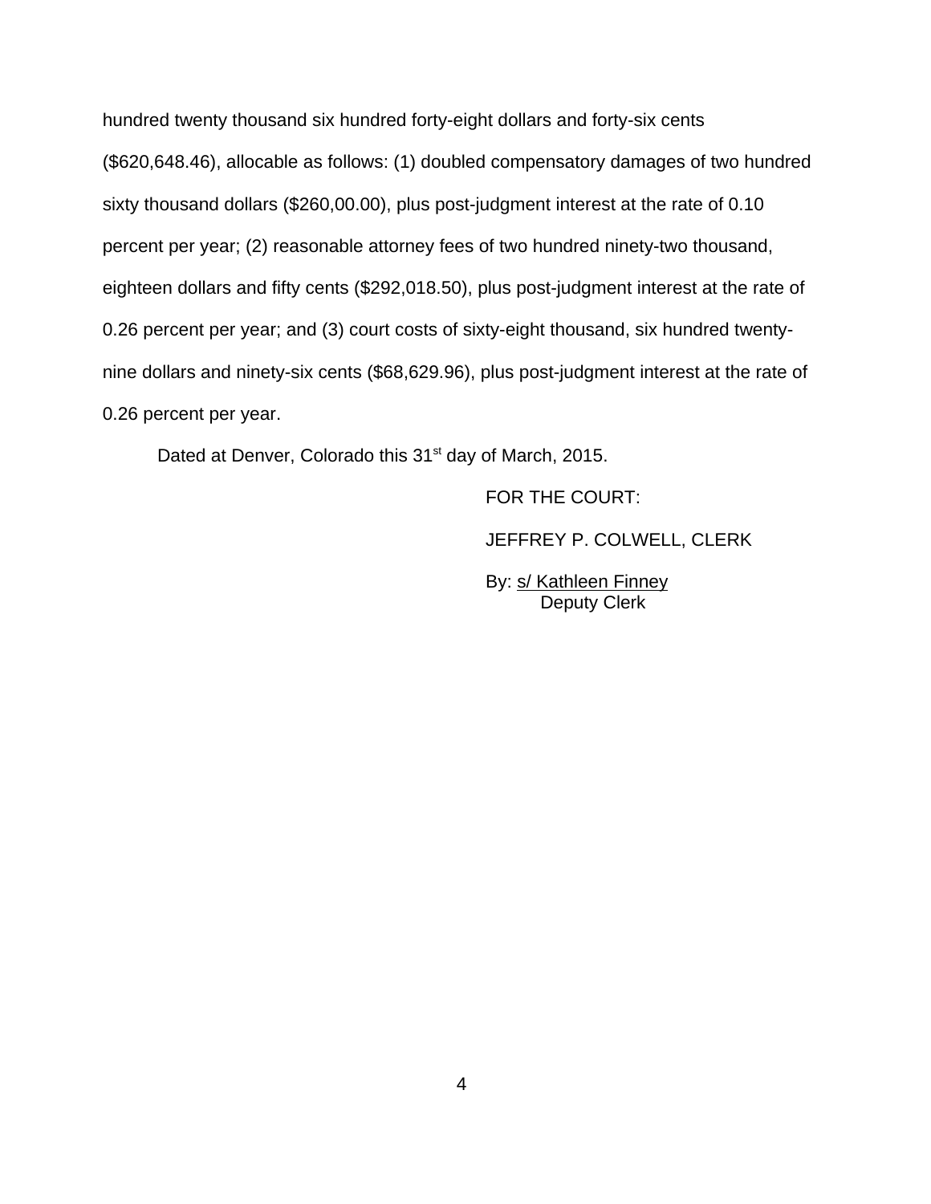hundred twenty thousand six hundred forty-eight dollars and forty-six cents ($620,648.46), allocable as follows: (1) doubled compensatory damages of two hundred sixty thousand dollars ($260,00.00), plus post-judgment interest at the rate of 0.10 percent per year; (2) reasonable attorney fees of two hundred ninety-two thousand, eighteen dollars and fifty cents ($292,018.50), plus post-judgment interest at the rate of 0.26 percent per year; and (3) court costs of sixty-eight thousand, six hundred twenty-nine dollars and ninety-six cents ($68,629.96), plus post-judgment interest at the rate of 0.26 percent per year.

Dated at Denver, Colorado this 31st day of March, 2015.

FOR THE COURT:

JEFFREY P. COLWELL, CLERK

By: s/ Kathleen Finney
Deputy Clerk